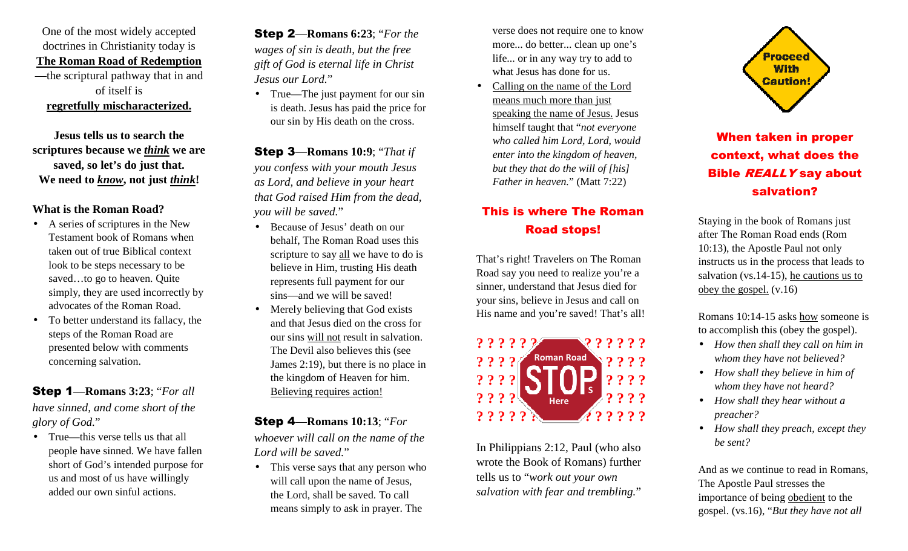One of the most widely accepted doctrines in Christianity today is **The Roman Road of Redemption** —the scriptural pathway that in and of itself is **regretfully mischaracterized.**

**Jesus tells us to search the scriptures because we *think* we are saved, so let's do just that. We need to *know*, not just *think*!**

**What is the Roman Road?**

- A series of scriptures in the New Testament book of Romans when taken out of true Biblical context look to be steps necessary to be saved…to go to heaven. Quite simply, they are used incorrectly by advocates of the Roman Road.
- To better understand its fallacy, the steps of the Roman Road are presented below with comments concerning salvation.

**Step 1**—**Romans 3:23**; "*For all have sinned, and come short of the glory of God.*"

- True—this verse tells us that all people have sinned. We have fallen short of God's intended purpose for us and most of us have willingly added our own sinful actions.

**Step 2**—**Romans 6:23**; "*For the wages of sin is death, but the free gift of God is eternal life in Christ Jesus our Lord.*"

- True—The just payment for our sin is death. Jesus has paid the price for our sin by His death on the cross.

**Step 3**—**Romans 10:9**; "*That if you confess with your mouth Jesus as Lord, and believe in your heart that God raised Him from the dead, you will be saved.*"

- Because of Jesus' death on our behalf, The Roman Road uses this scripture to say all we have to do is believe in Him, trusting His death represents full payment for our sins—and we will be saved!
- Merely believing that God exists and that Jesus died on the cross for our sins will not result in salvation. The Devil also believes this (see James 2:19), but there is no place in the kingdom of Heaven for him. Believing requires action!

**Step 4**—**Romans 10:13**; "*For whoever will call on the name of the Lord will be saved.*"

- This verse says that any person who will call upon the name of Jesus, the Lord, shall be saved. To call means simply to ask in prayer. The verse does not require one to know more... do better... clean up one's life... or in any way try to add to what Jesus has done for us.
- Calling on the name of the Lord means much more than just speaking the name of Jesus. Jesus himself taught that "*not everyone who called him Lord, Lord, would enter into the kingdom of heaven, but they that do the will of [his] Father in heaven.*" (Matt 7:22)

## This is where The Roman Road stops!

That's right! Travelers on The Roman Road say you need to realize you're a sinner, understand that Jesus died for your sins, believe in Jesus and call on His name and you're saved! That's all!

? ? ? ? ? ? Roman Road STOPS Here ? ? ? ? ? ?

In Philippians 2:12, Paul (who also wrote the Book of Romans) further tells us to "*work out your own salvation with fear and trembling.*"

Proceed With Caution!

## When taken in proper context, what does the Bible *REALLY* say about salvation?

Staying in the book of Romans just after The Roman Road ends (Rom 10:13), the Apostle Paul not only instructs us in the process that leads to salvation (vs.14-15), he cautions us to obey the gospel. (v.16)

Romans 10:14-15 asks how someone is to accomplish this (obey the gospel).

- *How then shall they call on him in whom they have not believed?*
- *How shall they believe in him of whom they have not heard?*
- *How shall they hear without a preacher?*
- *How shall they preach, except they be sent?*

And as we continue to read in Romans, The Apostle Paul stresses the importance of being obedient to the gospel. (vs.16), "*But they have not all*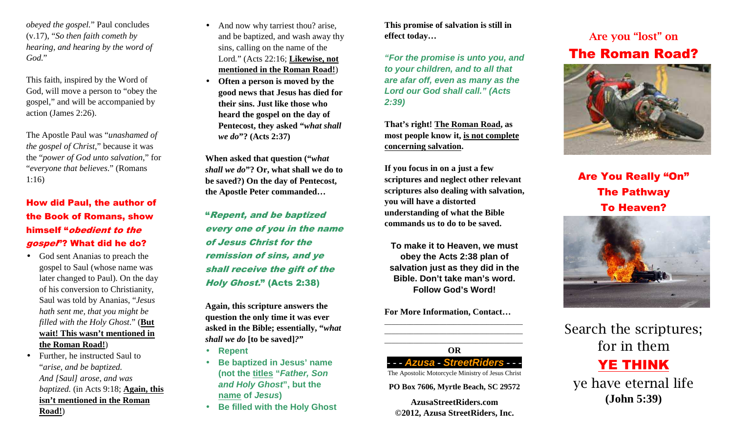*obeyed the gospel.*" Paul concludes (v.17), "*So then faith cometh by hearing, and hearing by the word of God.*"

This faith, inspired by the Word of God, will move a person to "obey the gospel," and will be accompanied by action (James 2:26).

The Apostle Paul was "*unashamed of the gospel of Christ*," because it was the "*power of God unto salvation*," for "*everyone that believes.*" (Romans 1:16)

## How did Paul, the author of the Book of Romans, show himself "*obedient to the gospel*"? What did he do?

- God sent Ananias to preach the gospel to Saul (whose name was later changed to Paul). On the day of his conversion to Christianity, Saul was told by Ananias, "*Jesus hath sent me, that you might be filled with the Holy Ghost.*" (**But wait! This wasn't mentioned in the Roman Road!**)
- Further, he instructed Saul to "*arise, and be baptized. And [Saul] arose, and was baptized.* (in Acts 9:18; **Again, this isn't mentioned in the Roman Road!**)
- And now why tarriest thou? arise, and be baptized, and wash away thy sins, calling on the name of the Lord." (Acts 22:16; **Likewise, not mentioned in the Roman Road!**)
- **Often a person is moved by the good news that Jesus has died for their sins. Just like those who heard the gospel on the day of Pentecost, they asked "*what shall we do*"? (Acts 2:37)**

**When asked that question ("*what shall we do*"? Or, what shall we do to be saved?) On the day of Pentecost, the Apostle Peter commanded…**

**"*Repent, and be baptized every one of you in the name of Jesus Christ for the remission of sins, and ye shall receive the gift of the Holy Ghost.*" (Acts 2:38)**

**Again, this scripture answers the question the only time it was ever asked in the Bible; essentially, "*what shall we do* [to be saved]*?*"**

- **Repent**
- **Be baptized in Jesus' name (not the titles "*Father, Son and Holy Ghost*", but the name of *Jesus*)**
- **Be filled with the Holy Ghost**

**This promise of salvation is still in effect today…**

***"For the promise is unto you, and to your children, and to all that are afar off, even as many as the Lord our God shall call." (Acts 2:39)***

**That's right! The Roman Road, as most people know it, is not complete concerning salvation.**

**If you focus in on a just a few scriptures and neglect other relevant scriptures also dealing with salvation, you will have a distorted understanding of what the Bible commands us to do to be saved.**

**To make it to Heaven, we must obey the Acts 2:38 plan of salvation just as they did in the Bible. Don't take man's word. Follow God's Word!**

**For More Information, Contact…**

______________________________

______________________________

______________________________

**OR**

**- - - *Azusa - StreetRiders* - - -**

The Apostolic Motorcycle Ministry of Jesus Christ

**PO Box 7606, Myrtle Beach, SC 29572**

**AzusaStreetRiders.com**
**©2012, Azusa StreetRiders, Inc.**

# Are you "lost" on The Roman Road?

## Are You Really "On" The Pathway To Heaven?

Search the scriptures; for in them **YE THINK** ye have eternal life **(John 5:39)**